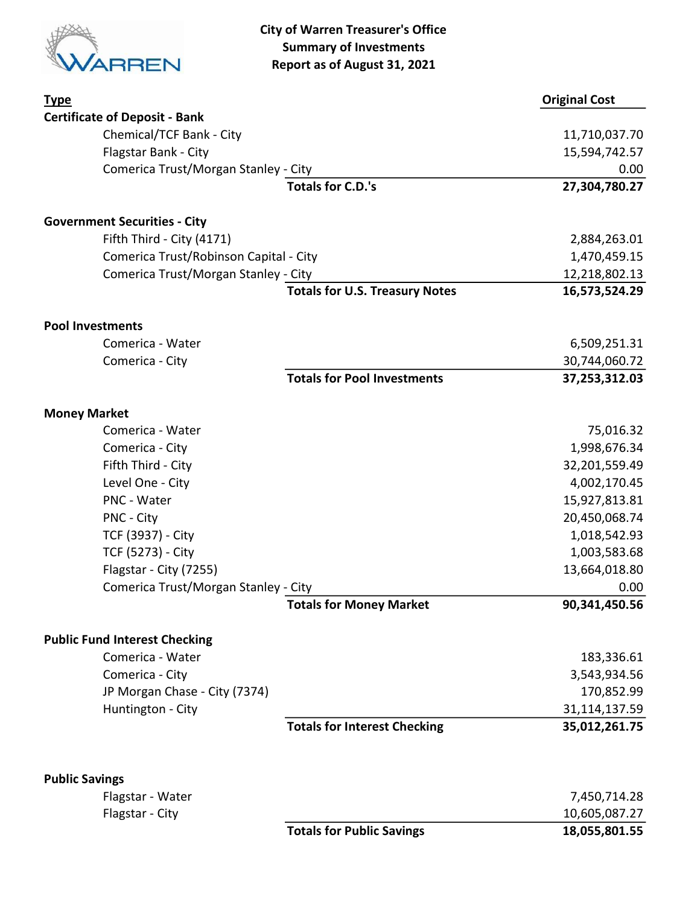# City of Warren Treasurer's Office
## Summary of Investments
## Report as of August 31, 2021

| Type | | Original Cost |
|---|---|---|
| **Certificate of Deposit - Bank** | | |
| Chemical/TCF Bank - City | | 11,710,037.70 |
| Flagstar Bank - City | | 15,594,742.57 |
| Comerica Trust/Morgan Stanley - City | | 0.00 |
| | **Totals for C.D.'s** | **27,304,780.27** |
| **Government Securities - City** | | |
| Fifth Third - City (4171) | | 2,884,263.01 |
| Comerica Trust/Robinson Capital - City | | 1,470,459.15 |
| Comerica Trust/Morgan Stanley - City | | 12,218,802.13 |
| | **Totals for U.S. Treasury Notes** | **16,573,524.29** |
| **Pool Investments** | | |
| Comerica - Water | | 6,509,251.31 |
| Comerica - City | | 30,744,060.72 |
| | **Totals for Pool Investments** | **37,253,312.03** |
| **Money Market** | | |
| Comerica - Water | | 75,016.32 |
| Comerica - City | | 1,998,676.34 |
| Fifth Third - City | | 32,201,559.49 |
| Level One - City | | 4,002,170.45 |
| PNC - Water | | 15,927,813.81 |
| PNC - City | | 20,450,068.74 |
| TCF (3937) - City | | 1,018,542.93 |
| TCF (5273) - City | | 1,003,583.68 |
| Flagstar - City (7255) | | 13,664,018.80 |
| Comerica Trust/Morgan Stanley - City | | 0.00 |
| | **Totals for Money Market** | **90,341,450.56** |
| **Public Fund Interest Checking** | | |
| Comerica - Water | | 183,336.61 |
| Comerica - City | | 3,543,934.56 |
| JP Morgan Chase - City (7374) | | 170,852.99 |
| Huntington - City | | 31,114,137.59 |
| | **Totals for Interest Checking** | **35,012,261.75** |
| **Public Savings** | | |
| Flagstar - Water | | 7,450,714.28 |
| Flagstar - City | | 10,605,087.27 |
| | **Totals for Public Savings** | **18,055,801.55** |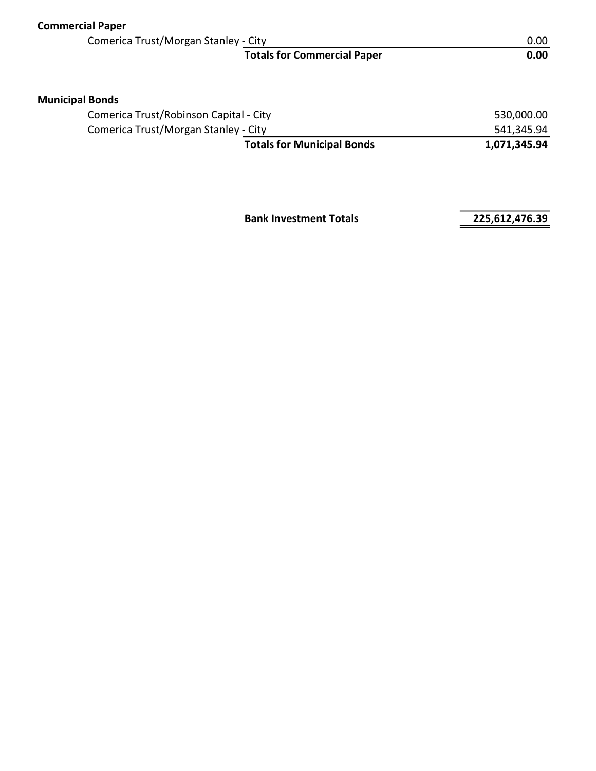**Commercial Paper**

| | | |
|---|---|---|
| Comerica Trust/Morgan Stanley - City | | 0.00 |
| | **Totals for Commercial Paper** | **0.00** |

**Municipal Bonds**

| | | |
|---|---|---|
| Comerica Trust/Robinson Capital - City | | 530,000.00 |
| Comerica Trust/Morgan Stanley - City | | 541,345.94 |
| | **Totals for Municipal Bonds** | **1,071,345.94** |

| | |
|---|---|
| **Bank Investment Totals** | **225,612,476.39** |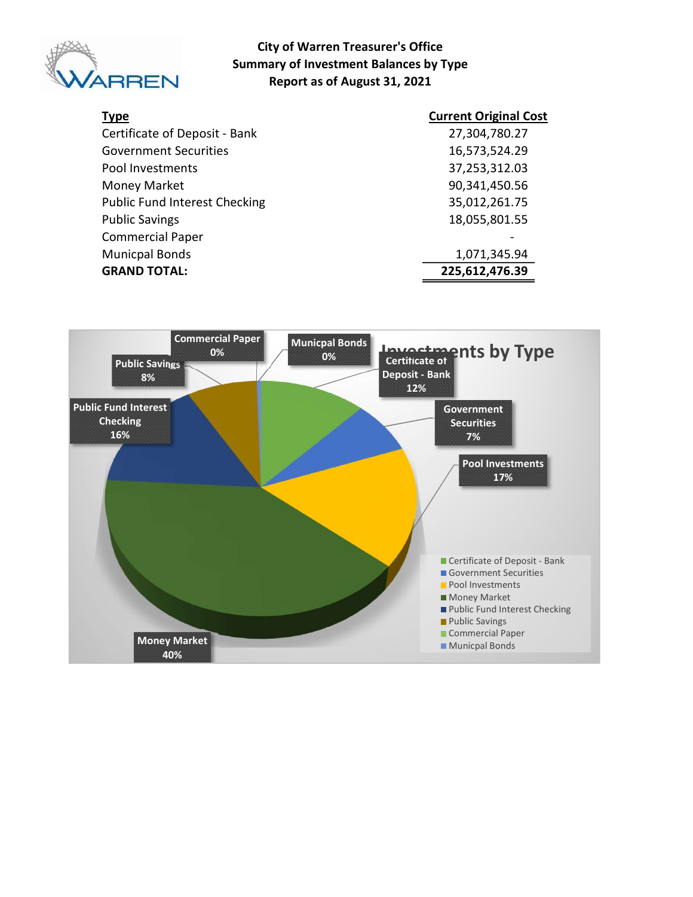**City of Warren Treasurer's Office**
**Summary of Investment Balances by Type**
**Report as of August 31, 2021**

| Type | Current Original Cost |
|---|---:|
| Certificate of Deposit - Bank | 27,304,780.27 |
| Government Securities | 16,573,524.29 |
| Pool Investments | 37,253,312.03 |
| Money Market | 90,341,450.56 |
| Public Fund Interest Checking | 35,012,261.75 |
| Public Savings | 18,055,801.55 |
| Commercial Paper | - |
| Municpal Bonds | 1,071,345.94 |
| **GRAND TOTAL:** | **225,612,476.39** |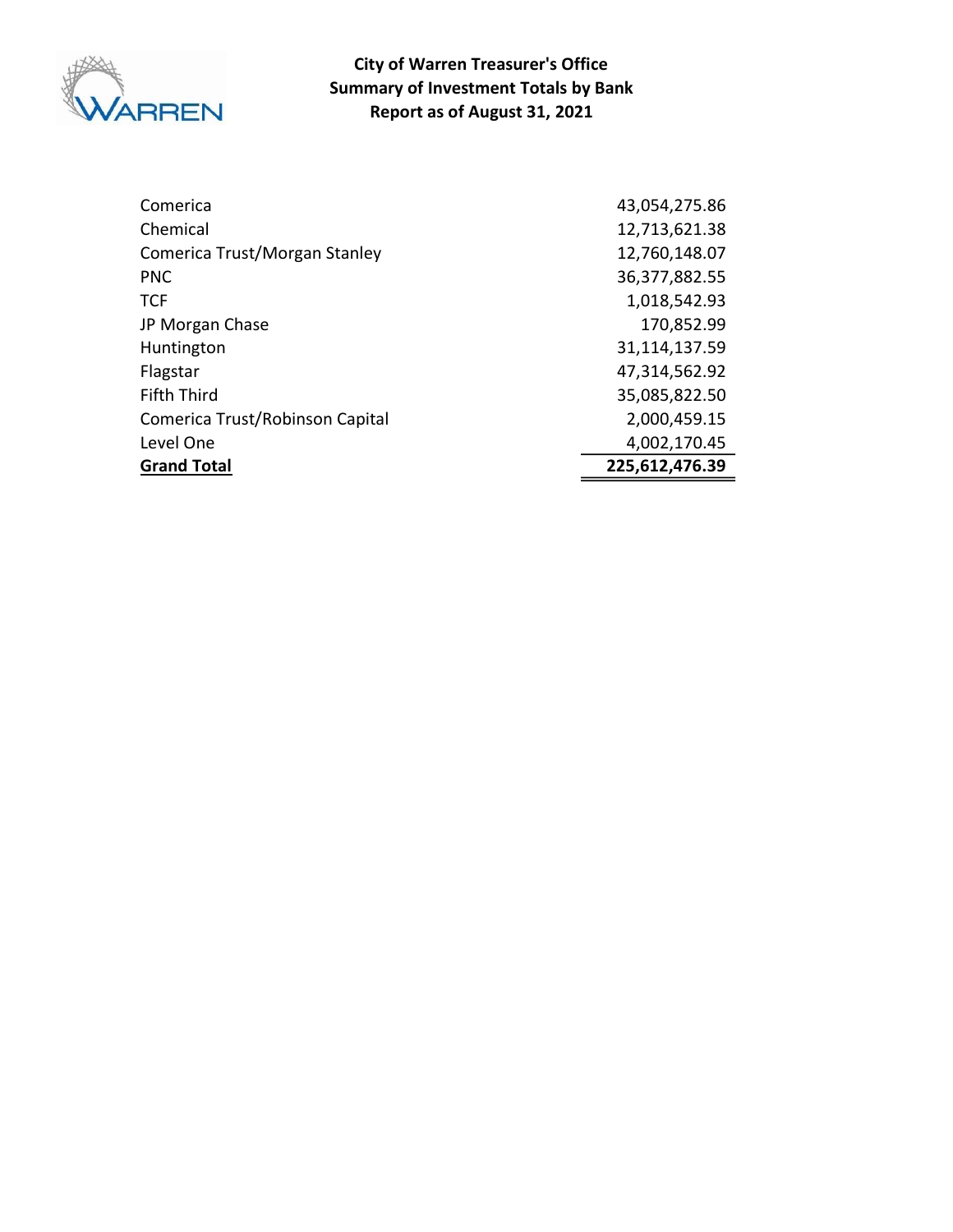**City of Warren Treasurer's Office**
**Summary of Investment Totals by Bank**
**Report as of August 31, 2021**

| Bank | Amount |
|---|---|
| Comerica | 43,054,275.86 |
| Chemical | 12,713,621.38 |
| Comerica Trust/Morgan Stanley | 12,760,148.07 |
| PNC | 36,377,882.55 |
| TCF | 1,018,542.93 |
| JP Morgan Chase | 170,852.99 |
| Huntington | 31,114,137.59 |
| Flagstar | 47,314,562.92 |
| Fifth Third | 35,085,822.50 |
| Comerica Trust/Robinson Capital | 2,000,459.15 |
| Level One | 4,002,170.45 |
| **Grand Total** | **225,612,476.39** |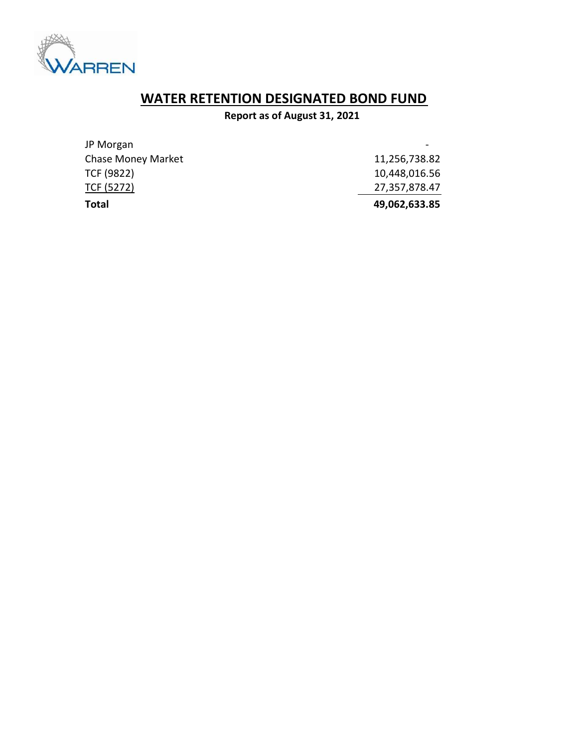# WATER RETENTION DESIGNATED BOND FUND

**Report as of August 31, 2021**

| | |
|---|---:|
| JP Morgan | - |
| Chase Money Market | 11,256,738.82 |
| TCF (9822) | 10,448,016.56 |
| TCF (5272) | 27,357,878.47 |
| **Total** | **49,062,633.85** |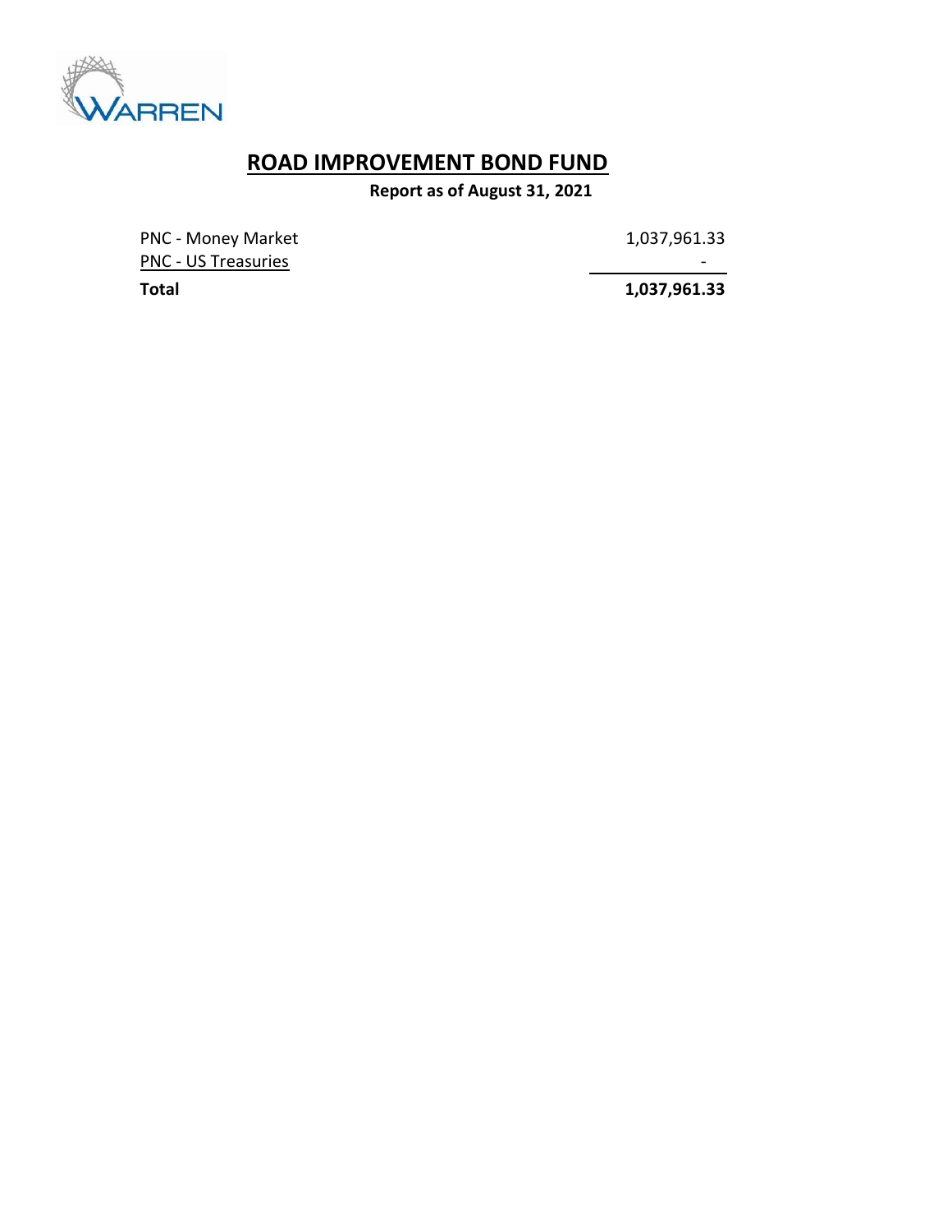# ROAD IMPROVEMENT BOND FUND

**Report as of August 31, 2021**

| | |
|---|---|
| PNC - Money Market | 1,037,961.33 |
| PNC - US Treasuries | - |
| **Total** | **1,037,961.33** |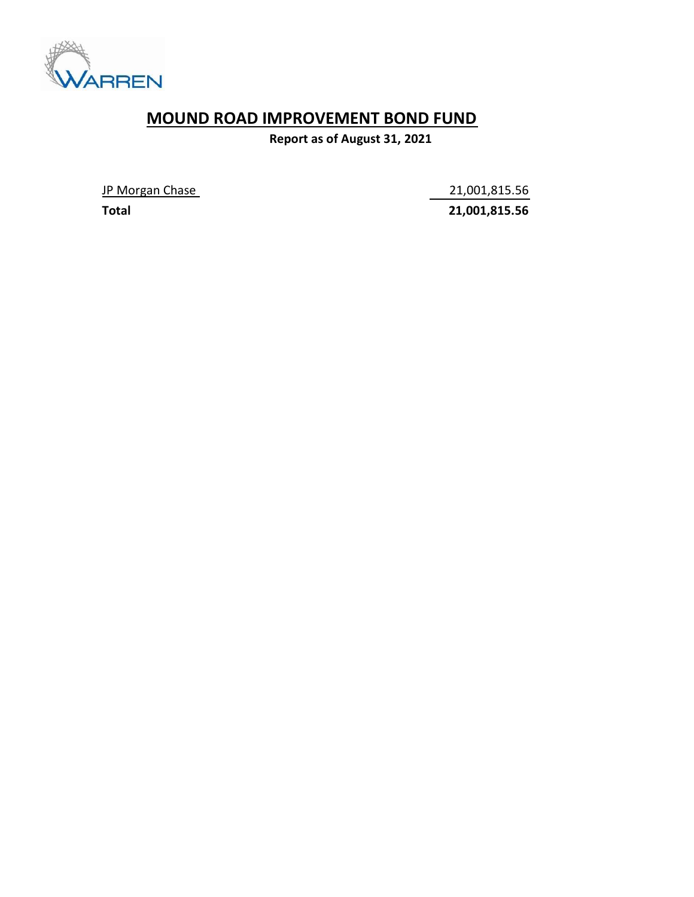WARREN

# MOUND ROAD IMPROVEMENT BOND FUND

**Report as of August 31, 2021**

| | |
|---|---:|
| JP Morgan Chase | 21,001,815.56 |
| **Total** | **21,001,815.56** |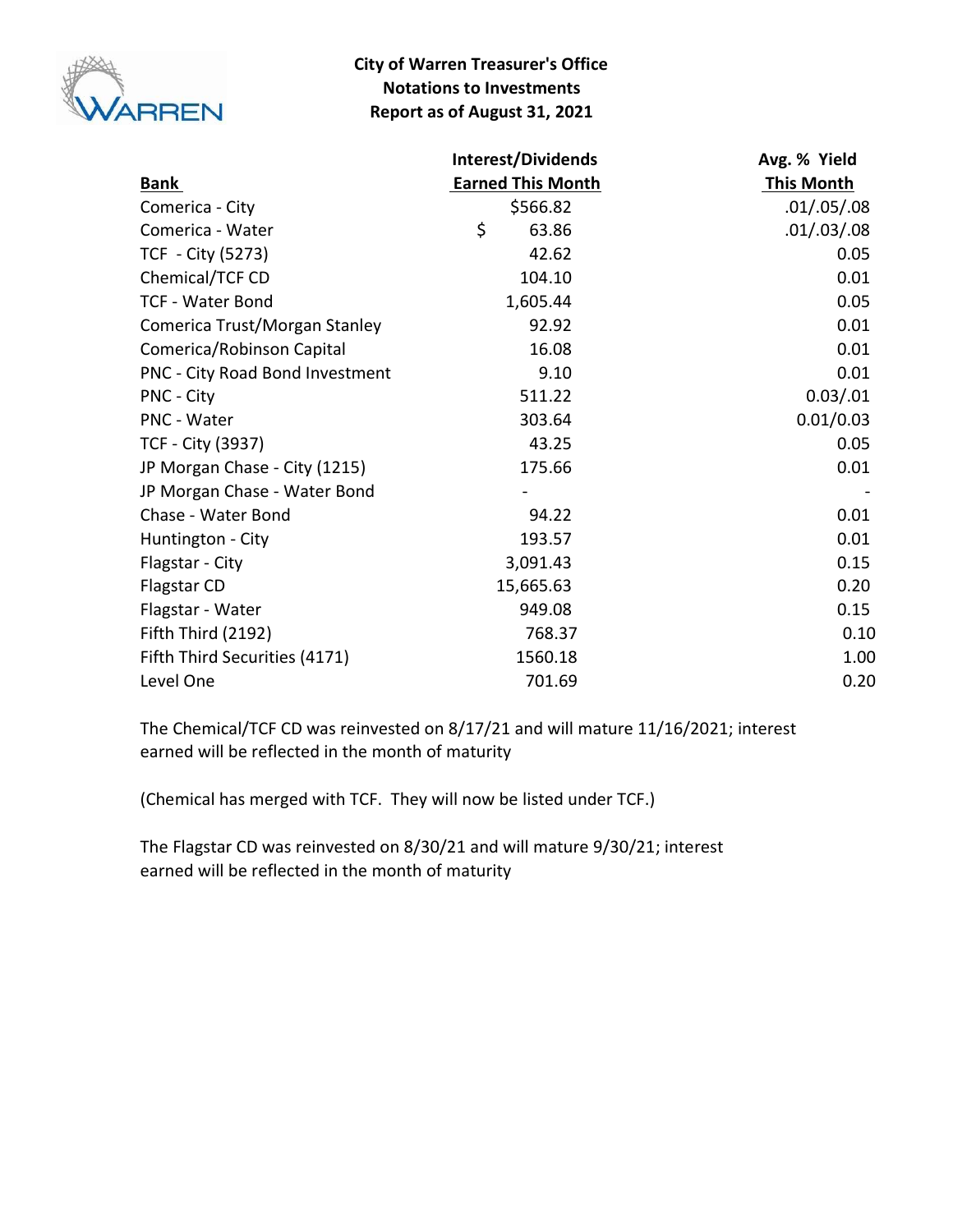# City of Warren Treasurer's Office
## Notations to Investments
## Report as of August 31, 2021

| Bank | Interest/Dividends Earned This Month | Avg. % Yield This Month |
|---|---|---|
| Comerica - City | $566.82 | .01/.05/.08 |
| Comerica - Water | $ 63.86 | .01/.03/.08 |
| TCF - City (5273) | 42.62 | 0.05 |
| Chemical/TCF CD | 104.10 | 0.01 |
| TCF - Water Bond | 1,605.44 | 0.05 |
| Comerica Trust/Morgan Stanley | 92.92 | 0.01 |
| Comerica/Robinson Capital | 16.08 | 0.01 |
| PNC - City Road Bond Investment | 9.10 | 0.01 |
| PNC - City | 511.22 | 0.03/.01 |
| PNC - Water | 303.64 | 0.01/0.03 |
| TCF - City (3937) | 43.25 | 0.05 |
| JP Morgan Chase - City (1215) | 175.66 | 0.01 |
| JP Morgan Chase - Water Bond | - | - |
| Chase - Water Bond | 94.22 | 0.01 |
| Huntington - City | 193.57 | 0.01 |
| Flagstar - City | 3,091.43 | 0.15 |
| Flagstar CD | 15,665.63 | 0.20 |
| Flagstar - Water | 949.08 | 0.15 |
| Fifth Third (2192) | 768.37 | 0.10 |
| Fifth Third Securities (4171) | 1560.18 | 1.00 |
| Level One | 701.69 | 0.20 |

The Chemical/TCF CD was reinvested on 8/17/21 and will mature 11/16/2021; interest earned will be reflected in the month of maturity

(Chemical has merged with TCF. They will now be listed under TCF.)

The Flagstar CD was reinvested on 8/30/21 and will mature 9/30/21; interest earned will be reflected in the month of maturity